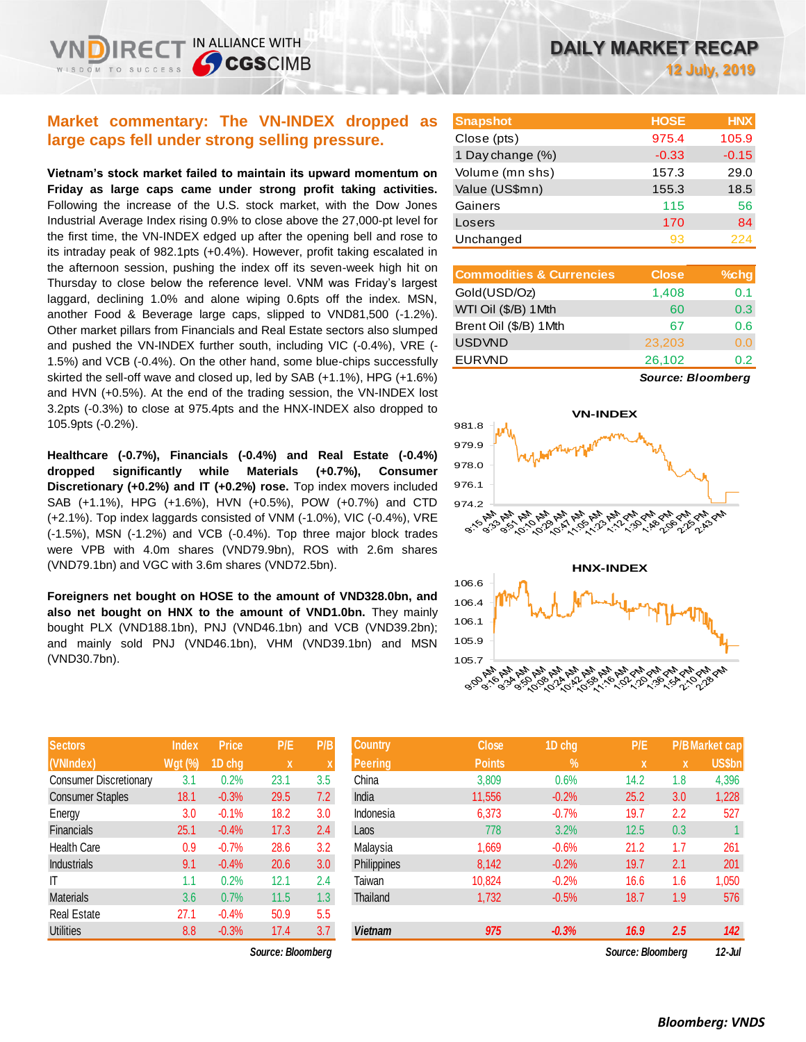# DAILY MARKET RECAP

**12 July, 2019**

## Market commentary: The VN-INDEX dropped as large caps fell under strong selling pressure.

**Vietnam's stock market failed to maintain its upward momentum on Friday as large caps came under strong profit taking activities.** Following the increase of the U.S. stock market, with the Dow Jones Industrial Average Index rising 0.9% to close above the 27,000-pt level for the first time, the VN-INDEX edged up after the opening bell and rose to its intraday peak of 982.1pts (+0.4%). However, profit taking escalated in the afternoon session, pushing the index off its seven-week high hit on Thursday to close below the reference level. VNM was Friday's largest laggard, declining 1.0% and alone wiping 0.6pts off the index. MSN, another Food & Beverage large caps, slipped to VND81,500 (-1.2%). Other market pillars from Financials and Real Estate sectors also slumped and pushed the VN-INDEX further south, including VIC (-0.4%), VRE (-1.5%) and VCB (-0.4%). On the other hand, some blue-chips successfully skirted the sell-off wave and closed up, led by SAB (+1.1%), HPG (+1.6%) and HVN (+0.5%). At the end of the trading session, the VN-INDEX lost 3.2pts (-0.3%) to close at 975.4pts and the HNX-INDEX also dropped to 105.9pts (-0.2%).

**Healthcare (-0.7%), Financials (-0.4%) and Real Estate (-0.4%) dropped significantly while Materials (+0.7%), Consumer Discretionary (+0.2%) and IT (+0.2%) rose.** Top index movers included SAB (+1.1%), HPG (+1.6%), HVN (+0.5%), POW (+0.7%) and CTD (+2.1%). Top index laggards consisted of VNM (-1.0%), VIC (-0.4%), VRE (-1.5%), MSN (-1.2%) and VCB (-0.4%). Top three major block trades were VPB with 4.0m shares (VND79.9bn), ROS with 2.6m shares (VND79.1bn) and VGC with 3.6m shares (VND72.5bn).

**Foreigners net bought on HOSE to the amount of VND328.0bn, and also net bought on HNX to the amount of VND1.0bn.** They mainly bought PLX (VND188.1bn), PNJ (VND46.1bn) and VCB (VND39.2bn); and mainly sold PNJ (VND46.1bn), VHM (VND39.1bn) and MSN (VND30.7bn).

| Snapshot | HOSE | HNX |
|---|---|---|
| Close (pts) | 975.4 | 105.9 |
| 1 Day change (%) | -0.33 | -0.15 |
| Volume (mn shs) | 157.3 | 29.0 |
| Value (US$mn) | 155.3 | 18.5 |
| Gainers | 115 | 56 |
| Losers | 170 | 84 |
| Unchanged | 93 | 224 |

| Commodities & Currencies | Close | %chg |
|---|---|---|
| Gold(USD/Oz) | 1,408 | 0.1 |
| WTI Oil ($/B) 1Mth | 60 | 0.3 |
| Brent Oil ($/B) 1Mth | 67 | 0.6 |
| USDVND | 23,203 | 0.0 |
| EURVND | 26,102 | 0.2 |

*Source: Bloomberg*

| Sectors (VNIndex) | Index Wgt (%) | Price 1D chg | P/E x | P/B x |
|---|---|---|---|---|
| Consumer Discretionary | 3.1 | 0.2% | 23.1 | 3.5 |
| Consumer Staples | 18.1 | -0.3% | 29.5 | 7.2 |
| Energy | 3.0 | -0.1% | 18.2 | 3.0 |
| Financials | 25.1 | -0.4% | 17.3 | 2.4 |
| Health Care | 0.9 | -0.7% | 28.6 | 3.2 |
| Industrials | 9.1 | -0.4% | 20.6 | 3.0 |
| IT | 1.1 | 0.2% | 12.1 | 2.4 |
| Materials | 3.6 | 0.7% | 11.5 | 1.3 |
| Real Estate | 27.1 | -0.4% | 50.9 | 5.5 |
| Utilities | 8.8 | -0.3% | 17.4 | 3.7 |

*Source: Bloomberg*

| Country Peering | Close Points | 1D chg % | P/E x | P/B x | Market cap US$bn |
|---|---|---|---|---|---|
| China | 3,809 | 0.6% | 14.2 | 1.8 | 4,396 |
| India | 11,556 | -0.2% | 25.2 | 3.0 | 1,228 |
| Indonesia | 6,373 | -0.7% | 19.7 | 2.2 | 527 |
| Laos | 778 | 3.2% | 12.5 | 0.3 | 1 |
| Malaysia | 1,669 | -0.6% | 21.2 | 1.7 | 261 |
| Philippines | 8,142 | -0.2% | 19.7 | 2.1 | 201 |
| Taiwan | 10,824 | -0.2% | 16.6 | 1.6 | 1,050 |
| Thailand | 1,732 | -0.5% | 18.7 | 1.9 | 576 |
| ***Vietnam*** | ***975*** | ***-0.3%*** | ***16.9*** | ***2.5*** | ***142*** |

*Source: Bloomberg* *12-Jul*

***Bloomberg: VNDS***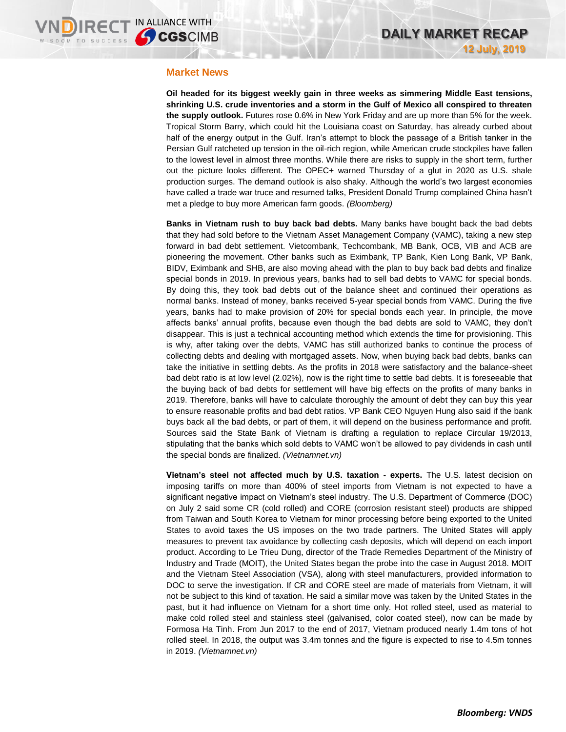## Market News

**Oil headed for its biggest weekly gain in three weeks as simmering Middle East tensions, shrinking U.S. crude inventories and a storm in the Gulf of Mexico all conspired to threaten the supply outlook.** Futures rose 0.6% in New York Friday and are up more than 5% for the week. Tropical Storm Barry, which could hit the Louisiana coast on Saturday, has already curbed about half of the energy output in the Gulf. Iran's attempt to block the passage of a British tanker in the Persian Gulf ratcheted up tension in the oil-rich region, while American crude stockpiles have fallen to the lowest level in almost three months. While there are risks to supply in the short term, further out the picture looks different. The OPEC+ warned Thursday of a glut in 2020 as U.S. shale production surges. The demand outlook is also shaky. Although the world's two largest economies have called a trade war truce and resumed talks, President Donald Trump complained China hasn't met a pledge to buy more American farm goods. *(Bloomberg)*

**Banks in Vietnam rush to buy back bad debts.** Many banks have bought back the bad debts that they had sold before to the Vietnam Asset Management Company (VAMC), taking a new step forward in bad debt settlement. Vietcombank, Techcombank, MB Bank, OCB, VIB and ACB are pioneering the movement. Other banks such as Eximbank, TP Bank, Kien Long Bank, VP Bank, BIDV, Eximbank and SHB, are also moving ahead with the plan to buy back bad debts and finalize special bonds in 2019. In previous years, banks had to sell bad debts to VAMC for special bonds. By doing this, they took bad debts out of the balance sheet and continued their operations as normal banks. Instead of money, banks received 5-year special bonds from VAMC. During the five years, banks had to make provision of 20% for special bonds each year. In principle, the move affects banks' annual profits, because even though the bad debts are sold to VAMC, they don't disappear. This is just a technical accounting method which extends the time for provisioning. This is why, after taking over the debts, VAMC has still authorized banks to continue the process of collecting debts and dealing with mortgaged assets. Now, when buying back bad debts, banks can take the initiative in settling debts. As the profits in 2018 were satisfactory and the balance-sheet bad debt ratio is at low level (2.02%), now is the right time to settle bad debts. It is foreseeable that the buying back of bad debts for settlement will have big effects on the profits of many banks in 2019. Therefore, banks will have to calculate thoroughly the amount of debt they can buy this year to ensure reasonable profits and bad debt ratios. VP Bank CEO Nguyen Hung also said if the bank buys back all the bad debts, or part of them, it will depend on the business performance and profit. Sources said the State Bank of Vietnam is drafting a regulation to replace Circular 19/2013, stipulating that the banks which sold debts to VAMC won't be allowed to pay dividends in cash until the special bonds are finalized. *(Vietnamnet.vn)*

**Vietnam's steel not affected much by U.S. taxation - experts.** The U.S. latest decision on imposing tariffs on more than 400% of steel imports from Vietnam is not expected to have a significant negative impact on Vietnam's steel industry. The U.S. Department of Commerce (DOC) on July 2 said some CR (cold rolled) and CORE (corrosion resistant steel) products are shipped from Taiwan and South Korea to Vietnam for minor processing before being exported to the United States to avoid taxes the US imposes on the two trade partners. The United States will apply measures to prevent tax avoidance by collecting cash deposits, which will depend on each import product. According to Le Trieu Dung, director of the Trade Remedies Department of the Ministry of Industry and Trade (MOIT), the United States began the probe into the case in August 2018. MOIT and the Vietnam Steel Association (VSA), along with steel manufacturers, provided information to DOC to serve the investigation. If CR and CORE steel are made of materials from Vietnam, it will not be subject to this kind of taxation. He said a similar move was taken by the United States in the past, but it had influence on Vietnam for a short time only. Hot rolled steel, used as material to make cold rolled steel and stainless steel (galvanised, color coated steel), now can be made by Formosa Ha Tinh. From Jun 2017 to the end of 2017, Vietnam produced nearly 1.4m tons of hot rolled steel. In 2018, the output was 3.4m tonnes and the figure is expected to rise to 4.5m tonnes in 2019. *(Vietnamnet.vn)*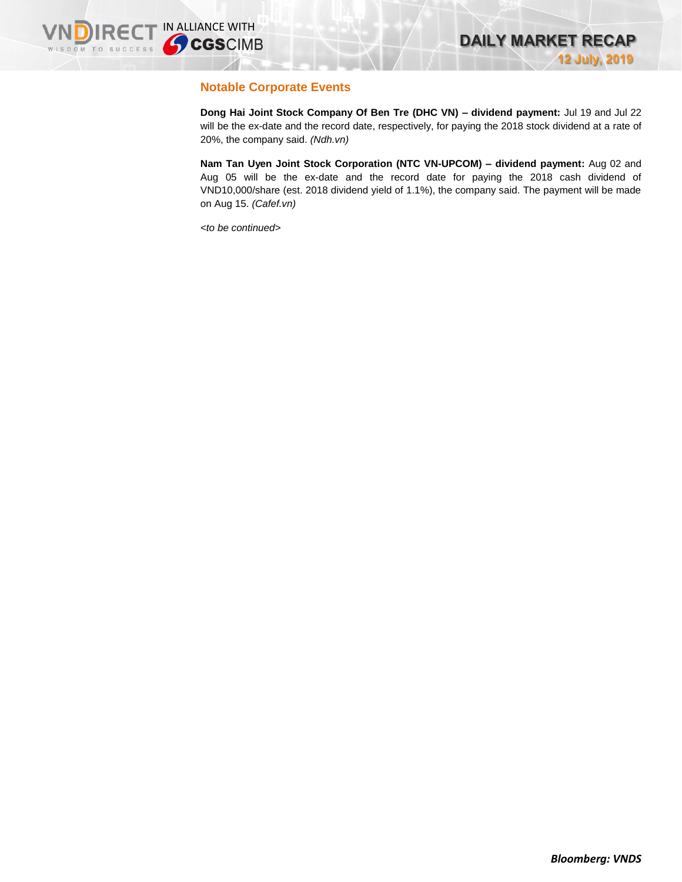## Notable Corporate Events

**Dong Hai Joint Stock Company Of Ben Tre (DHC VN) – dividend payment:** Jul 19 and Jul 22 will be the ex-date and the record date, respectively, for paying the 2018 stock dividend at a rate of 20%, the company said. *(Ndh.vn)*

**Nam Tan Uyen Joint Stock Corporation (NTC VN-UPCOM) – dividend payment:** Aug 02 and Aug 05 will be the ex-date and the record date for paying the 2018 cash dividend of VND10,000/share (est. 2018 dividend yield of 1.1%), the company said. The payment will be made on Aug 15. *(Cafef.vn)*

*<to be continued>*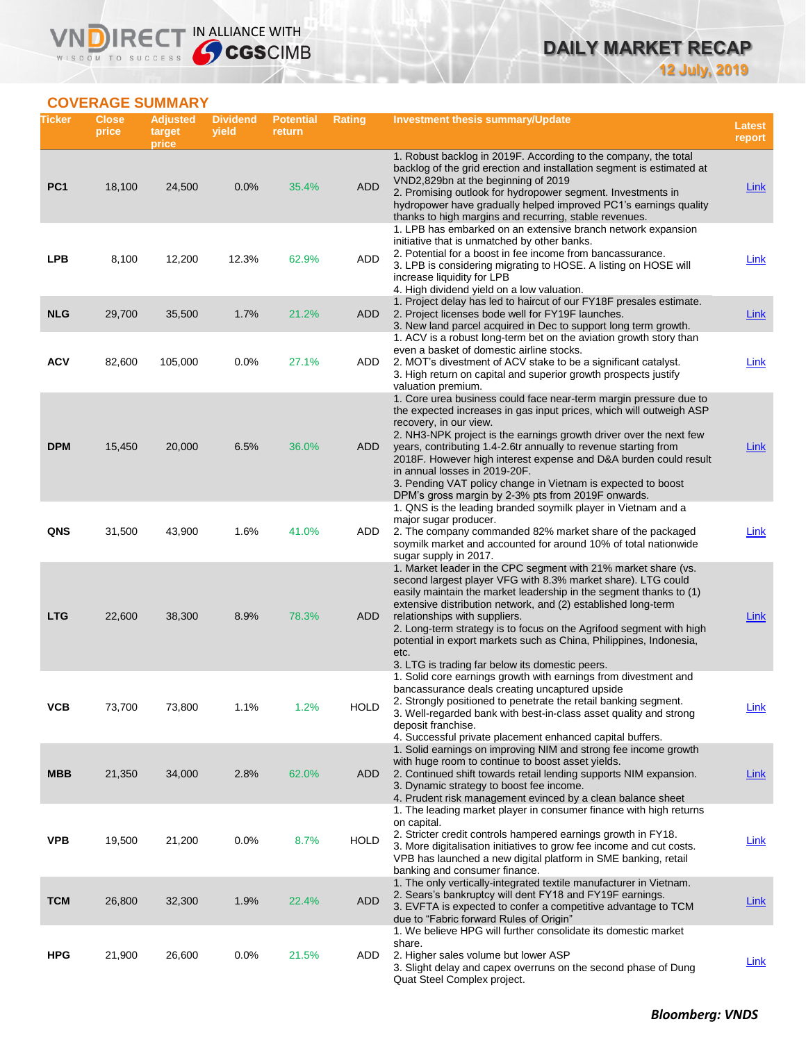## COVERAGE SUMMARY

| Ticker | Close price | Adjusted target price | Dividend yield | Potential return | Rating | Investment thesis summary/Update | Latest report |
|---|---|---|---|---|---|---|---|
| PC1 | 18,100 | 24,500 | 0.0% | 35.4% | ADD | 1. Robust backlog in 2019F. According to the company, the total backlog of the grid erection and installation segment is estimated at VND2,829bn at the beginning of 2019<br>2. Promising outlook for hydropower segment. Investments in hydropower have gradually helped improved PC1's earnings quality thanks to high margins and recurring, stable revenues. | Link |
| LPB | 8,100 | 12,200 | 12.3% | 62.9% | ADD | 1. LPB has embarked on an extensive branch network expansion initiative that is unmatched by other banks.<br>2. Potential for a boost in fee income from bancassurance.<br>3. LPB is considering migrating to HOSE. A listing on HOSE will increase liquidity for LPB<br>4. High dividend yield on a low valuation. | Link |
| NLG | 29,700 | 35,500 | 1.7% | 21.2% | ADD | 1. Project delay has led to haircut of our FY18F presales estimate.<br>2. Project licenses bode well for FY19F launches.<br>3. New land parcel acquired in Dec to support long term growth. | Link |
| ACV | 82,600 | 105,000 | 0.0% | 27.1% | ADD | 1. ACV is a robust long-term bet on the aviation growth story than even a basket of domestic airline stocks.<br>2. MOT's divestment of ACV stake to be a significant catalyst.<br>3. High return on capital and superior growth prospects justify valuation premium. | Link |
| DPM | 15,450 | 20,000 | 6.5% | 36.0% | ADD | 1. Core urea business could face near-term margin pressure due to the expected increases in gas input prices, which will outweigh ASP recovery, in our view.<br>2. NH3-NPK project is the earnings growth driver over the next few years, contributing 1.4-2.6tr annually to revenue starting from 2018F. However high interest expense and D&A burden could result in annual losses in 2019-20F.<br>3. Pending VAT policy change in Vietnam is expected to boost DPM's gross margin by 2-3% pts from 2019F onwards. | Link |
| QNS | 31,500 | 43,900 | 1.6% | 41.0% | ADD | 1. QNS is the leading branded soymilk player in Vietnam and a major sugar producer.<br>2. The company commanded 82% market share of the packaged soymilk market and accounted for around 10% of total nationwide sugar supply in 2017. | Link |
| LTG | 22,600 | 38,300 | 8.9% | 78.3% | ADD | 1. Market leader in the CPC segment with 21% market share (vs. second largest player VFG with 8.3% market share). LTG could easily maintain the market leadership in the segment thanks to (1) extensive distribution network, and (2) established long-term relationships with suppliers.<br>2. Long-term strategy is to focus on the Agrifood segment with high potential in export markets such as China, Philippines, Indonesia, etc.<br>3. LTG is trading far below its domestic peers. | Link |
| VCB | 73,700 | 73,800 | 1.1% | 1.2% | HOLD | 1. Solid core earnings growth with earnings from divestment and bancassurance deals creating uncaptured upside<br>2. Strongly positioned to penetrate the retail banking segment.<br>3. Well-regarded bank with best-in-class asset quality and strong deposit franchise.<br>4. Successful private placement enhanced capital buffers. | Link |
| MBB | 21,350 | 34,000 | 2.8% | 62.0% | ADD | 1. Solid earnings on improving NIM and strong fee income growth with huge room to continue to boost asset yields.<br>2. Continued shift towards retail lending supports NIM expansion.<br>3. Dynamic strategy to boost fee income.<br>4. Prudent risk management evinced by a clean balance sheet | Link |
| VPB | 19,500 | 21,200 | 0.0% | 8.7% | HOLD | 1. The leading market player in consumer finance with high returns on capital.<br>2. Stricter credit controls hampered earnings growth in FY18.<br>3. More digitalisation initiatives to grow fee income and cut costs. VPB has launched a new digital platform in SME banking, retail banking and consumer finance. | Link |
| TCM | 26,800 | 32,300 | 1.9% | 22.4% | ADD | 1. The only vertically-integrated textile manufacturer in Vietnam.<br>2. Sears's bankruptcy will dent FY18 and FY19F earnings.<br>3. EVFTA is expected to confer a competitive advantage to TCM due to "Fabric forward Rules of Origin" | Link |
| HPG | 21,900 | 26,600 | 0.0% | 21.5% | ADD | 1. We believe HPG will further consolidate its domestic market share.<br>2. Higher sales volume but lower ASP<br>3. Slight delay and capex overruns on the second phase of Dung Quat Steel Complex project. | Link |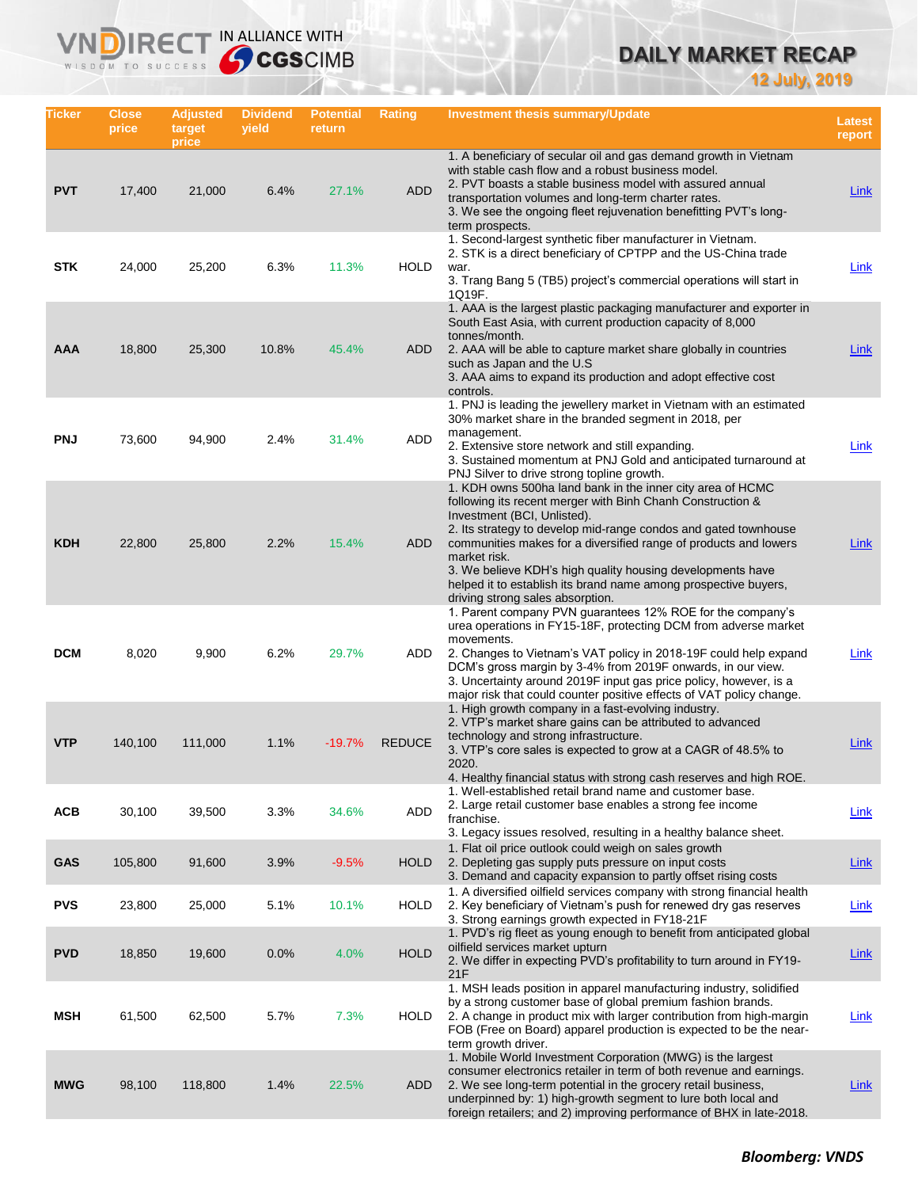# DAILY MARKET RECAP

12 July, 2019

| Ticker | Close price | Adjusted target price | Dividend yield | Potential return | Rating | Investment thesis summary/Update | Latest report |
|---|---|---|---|---|---|---|---|
| PVT | 17,400 | 21,000 | 6.4% | 27.1% | ADD | 1. A beneficiary of secular oil and gas demand growth in Vietnam with stable cash flow and a robust business model.<br>2. PVT boasts a stable business model with assured annual transportation volumes and long-term charter rates.<br>3. We see the ongoing fleet rejuvenation benefitting PVT's long-term prospects. | Link |
| STK | 24,000 | 25,200 | 6.3% | 11.3% | HOLD | 1. Second-largest synthetic fiber manufacturer in Vietnam.<br>2. STK is a direct beneficiary of CPTPP and the US-China trade war.<br>3. Trang Bang 5 (TB5) project's commercial operations will start in 1Q19F. | Link |
| AAA | 18,800 | 25,300 | 10.8% | 45.4% | ADD | 1. AAA is the largest plastic packaging manufacturer and exporter in South East Asia, with current production capacity of 8,000 tonnes/month.<br>2. AAA will be able to capture market share globally in countries such as Japan and the U.S<br>3. AAA aims to expand its production and adopt effective cost controls. | Link |
| PNJ | 73,600 | 94,900 | 2.4% | 31.4% | ADD | 1. PNJ is leading the jewellery market in Vietnam with an estimated 30% market share in the branded segment in 2018, per management.<br>2. Extensive store network and still expanding.<br>3. Sustained momentum at PNJ Gold and anticipated turnaround at PNJ Silver to drive strong topline growth. | Link |
| KDH | 22,800 | 25,800 | 2.2% | 15.4% | ADD | 1. KDH owns 500ha land bank in the inner city area of HCMC following its recent merger with Binh Chanh Construction & Investment (BCI, Unlisted).<br>2. Its strategy to develop mid-range condos and gated townhouse communities makes for a diversified range of products and lowers market risk.<br>3. We believe KDH's high quality housing developments have helped it to establish its brand name among prospective buyers, driving strong sales absorption. | Link |
| DCM | 8,020 | 9,900 | 6.2% | 29.7% | ADD | 1. Parent company PVN guarantees 12% ROE for the company's urea operations in FY15-18F, protecting DCM from adverse market movements.<br>2. Changes to Vietnam's VAT policy in 2018-19F could help expand DCM's gross margin by 3-4% from 2019F onwards, in our view.<br>3. Uncertainty around 2019F input gas price policy, however, is a major risk that could counter positive effects of VAT policy change. | Link |
| VTP | 140,100 | 111,000 | 1.1% | -19.7% | REDUCE | 1. High growth company in a fast-evolving industry.<br>2. VTP's market share gains can be attributed to advanced technology and strong infrastructure.<br>3. VTP's core sales is expected to grow at a CAGR of 48.5% to 2020.<br>4. Healthy financial status with strong cash reserves and high ROE. | Link |
| ACB | 30,100 | 39,500 | 3.3% | 34.6% | ADD | 1. Well-established retail brand name and customer base.<br>2. Large retail customer base enables a strong fee income franchise.<br>3. Legacy issues resolved, resulting in a healthy balance sheet. | Link |
| GAS | 105,800 | 91,600 | 3.9% | -9.5% | HOLD | 1. Flat oil price outlook could weigh on sales growth<br>2. Depleting gas supply puts pressure on input costs<br>3. Demand and capacity expansion to partly offset rising costs | Link |
| PVS | 23,800 | 25,000 | 5.1% | 10.1% | HOLD | 1. A diversified oilfield services company with strong financial health<br>2. Key beneficiary of Vietnam's push for renewed dry gas reserves<br>3. Strong earnings growth expected in FY18-21F | Link |
| PVD | 18,850 | 19,600 | 0.0% | 4.0% | HOLD | 1. PVD's rig fleet as young enough to benefit from anticipated global oilfield services market upturn<br>2. We differ in expecting PVD's profitability to turn around in FY19-21F | Link |
| MSH | 61,500 | 62,500 | 5.7% | 7.3% | HOLD | 1. MSH leads position in apparel manufacturing industry, solidified by a strong customer base of global premium fashion brands.<br>2. A change in product mix with larger contribution from high-margin FOB (Free on Board) apparel production is expected to be the near-term growth driver. | Link |
| MWG | 98,100 | 118,800 | 1.4% | 22.5% | ADD | 1. Mobile World Investment Corporation (MWG) is the largest consumer electronics retailer in term of both revenue and earnings.<br>2. We see long-term potential in the grocery retail business, underpinned by: 1) high-growth segment to lure both local and foreign retailers; and 2) improving performance of BHX in late-2018. | Link |

***Bloomberg: VNDS***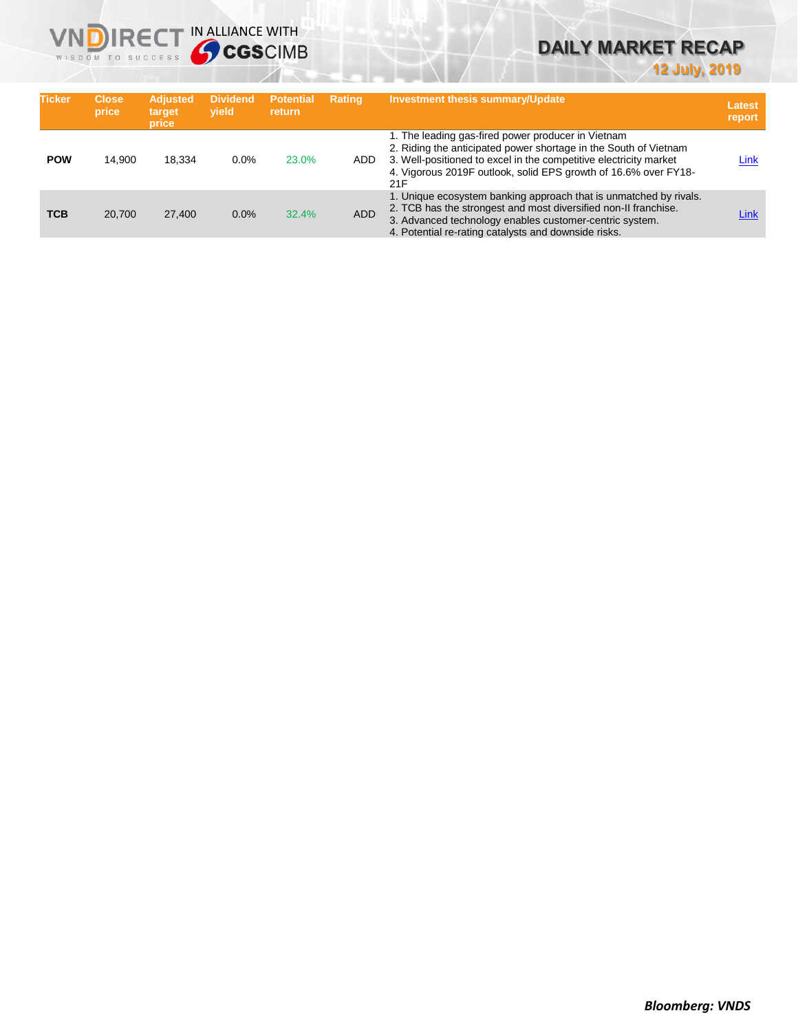| Ticker | Close price | Adjusted target price | Dividend yield | Potential return | Rating | Investment thesis summary/Update | Latest report |
|---|---|---|---|---|---|---|---|
| **POW** | 14,900 | 18,334 | 0.0% | 23.0% | ADD | 1. The leading gas-fired power producer in Vietnam<br>2. Riding the anticipated power shortage in the South of Vietnam<br>3. Well-positioned to excel in the competitive electricity market<br>4. Vigorous 2019F outlook, solid EPS growth of 16.6% over FY18-21F | Link |
| **TCB** | 20,700 | 27,400 | 0.0% | 32.4% | ADD | 1. Unique ecosystem banking approach that is unmatched by rivals.<br>2. TCB has the strongest and most diversified non-II franchise.<br>3. Advanced technology enables customer-centric system.<br>4. Potential re-rating catalysts and downside risks. | Link |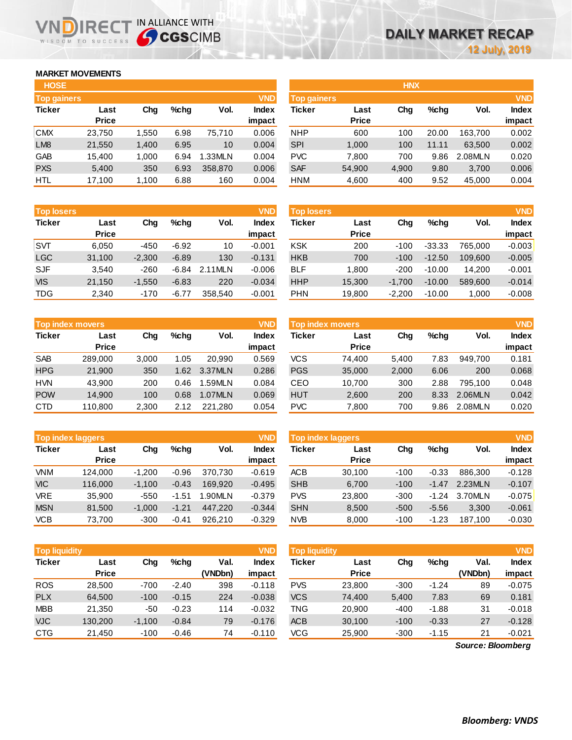# DAILY MARKET RECAP

12 July, 2019

## MARKET MOVEMENTS

### HOSE

**Top gainers** (VND)

| Ticker | Last Price | Chg | %chg | Vol. | Index impact |
|---|---|---|---|---|---|
| CMX | 23,750 | 1,550 | 6.98 | 75,710 | 0.006 |
| LM8 | 21,550 | 1,400 | 6.95 | 10 | 0.004 |
| GAB | 15,400 | 1,000 | 6.94 | 1.33MLN | 0.004 |
| PXS | 5,400 | 350 | 6.93 | 358,870 | 0.006 |
| HTL | 17,100 | 1,100 | 6.88 | 160 | 0.004 |

**Top losers** (VND)

| Ticker | Last Price | Chg | %chg | Vol. | Index impact |
|---|---|---|---|---|---|
| SVT | 6,050 | -450 | -6.92 | 10 | -0.001 |
| LGC | 31,100 | -2,300 | -6.89 | 130 | -0.131 |
| SJF | 3,540 | -260 | -6.84 | 2.11MLN | -0.006 |
| VIS | 21,150 | -1,550 | -6.83 | 220 | -0.034 |
| TDG | 2,340 | -170 | -6.77 | 358,540 | -0.001 |

**Top index movers** (VND)

| Ticker | Last Price | Chg | %chg | Vol. | Index impact |
|---|---|---|---|---|---|
| SAB | 289,000 | 3,000 | 1.05 | 20,990 | 0.569 |
| HPG | 21,900 | 350 | 1.62 | 3.37MLN | 0.286 |
| HVN | 43,900 | 200 | 0.46 | 1.59MLN | 0.084 |
| POW | 14,900 | 100 | 0.68 | 1.07MLN | 0.069 |
| CTD | 110,800 | 2,300 | 2.12 | 221,280 | 0.054 |

**Top index laggers** (VND)

| Ticker | Last Price | Chg | %chg | Vol. | Index impact |
|---|---|---|---|---|---|
| VNM | 124,000 | -1,200 | -0.96 | 370,730 | -0.619 |
| VIC | 116,000 | -1,100 | -0.43 | 169,920 | -0.495 |
| VRE | 35,900 | -550 | -1.51 | 1.90MLN | -0.379 |
| MSN | 81,500 | -1,000 | -1.21 | 447,220 | -0.344 |
| VCB | 73,700 | -300 | -0.41 | 926,210 | -0.329 |

**Top liquidity** (VND)

| Ticker | Last Price | Chg | %chg | Val. (VNDbn) | Index impact |
|---|---|---|---|---|---|
| ROS | 28,500 | -700 | -2.40 | 398 | -0.118 |
| PLX | 64,500 | -100 | -0.15 | 224 | -0.038 |
| MBB | 21,350 | -50 | -0.23 | 114 | -0.032 |
| VJC | 130,200 | -1,100 | -0.84 | 79 | -0.176 |
| CTG | 21,450 | -100 | -0.46 | 74 | -0.110 |

### HNX

**Top gainers** (VND)

| Ticker | Last Price | Chg | %chg | Vol. | Index impact |
|---|---|---|---|---|---|
| NHP | 600 | 100 | 20.00 | 163,700 | 0.002 |
| SPI | 1,000 | 100 | 11.11 | 63,500 | 0.002 |
| PVC | 7,800 | 700 | 9.86 | 2.08MLN | 0.020 |
| SAF | 54,900 | 4,900 | 9.80 | 3,700 | 0.006 |
| HNM | 4,600 | 400 | 9.52 | 45,000 | 0.004 |

**Top losers** (VND)

| Ticker | Last Price | Chg | %chg | Vol. | Index impact |
|---|---|---|---|---|---|
| KSK | 200 | -100 | -33.33 | 765,000 | -0.003 |
| HKB | 700 | -100 | -12.50 | 109,600 | -0.005 |
| BLF | 1,800 | -200 | -10.00 | 14,200 | -0.001 |
| HHP | 15,300 | -1,700 | -10.00 | 589,600 | -0.014 |
| PHN | 19,800 | -2,200 | -10.00 | 1,000 | -0.008 |

**Top index movers** (VND)

| Ticker | Last Price | Chg | %chg | Vol. | Index impact |
|---|---|---|---|---|---|
| VCS | 74,400 | 5,400 | 7.83 | 949,700 | 0.181 |
| PGS | 35,000 | 2,000 | 6.06 | 200 | 0.068 |
| CEO | 10,700 | 300 | 2.88 | 795,100 | 0.048 |
| HUT | 2,600 | 200 | 8.33 | 2.06MLN | 0.042 |
| PVC | 7,800 | 700 | 9.86 | 2.08MLN | 0.020 |

**Top index laggers** (VND)

| Ticker | Last Price | Chg | %chg | Vol. | Index impact |
|---|---|---|---|---|---|
| ACB | 30,100 | -100 | -0.33 | 886,300 | -0.128 |
| SHB | 6,700 | -100 | -1.47 | 2.23MLN | -0.107 |
| PVS | 23,800 | -300 | -1.24 | 3.70MLN | -0.075 |
| SHN | 8,500 | -500 | -5.56 | 3,300 | -0.061 |
| NVB | 8,000 | -100 | -1.23 | 187,100 | -0.030 |

**Top liquidity** (VND)

| Ticker | Last Price | Chg | %chg | Val. (VNDbn) | Index impact |
|---|---|---|---|---|---|
| PVS | 23,800 | -300 | -1.24 | 89 | -0.075 |
| VCS | 74,400 | 5,400 | 7.83 | 69 | 0.181 |
| TNG | 20,900 | -400 | -1.88 | 31 | -0.018 |
| ACB | 30,100 | -100 | -0.33 | 27 | -0.128 |
| VCG | 25,900 | -300 | -1.15 | 21 | -0.021 |

*Source: Bloomberg*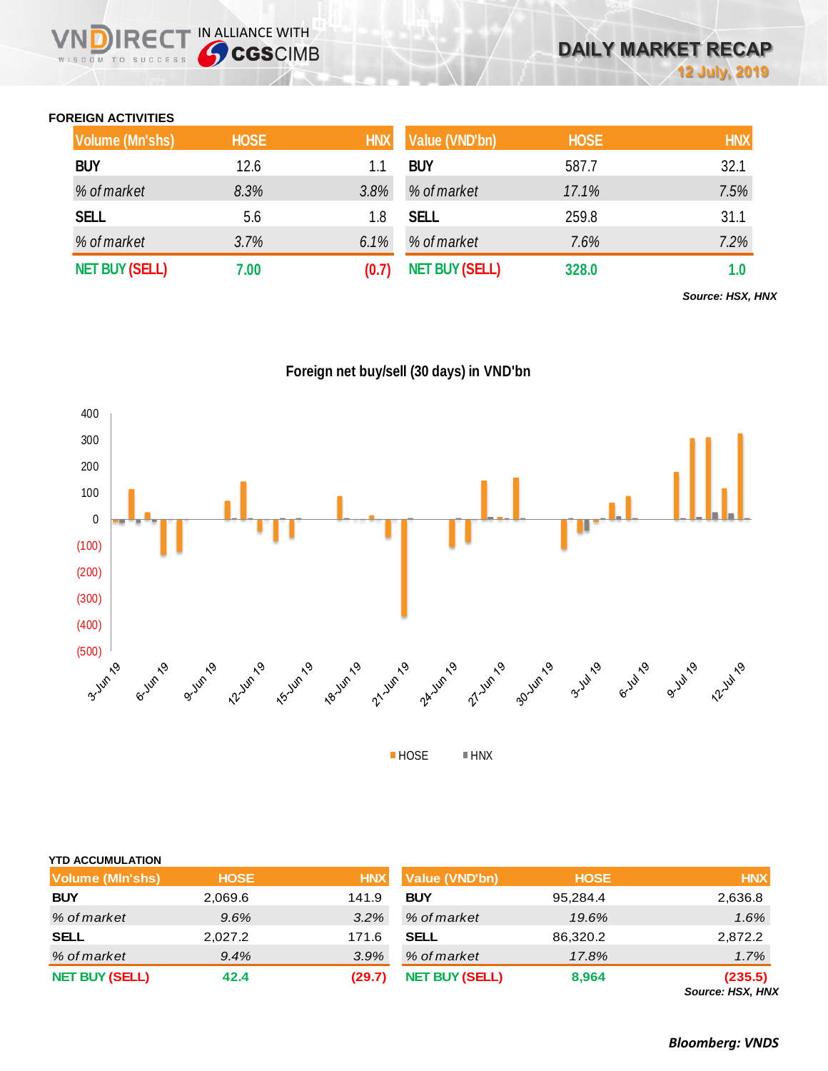### FOREIGN ACTIVITIES

| Volume (Mn'shs) | HOSE | HNX | Value (VND'bn) | HOSE | HNX |
|---|---|---|---|---|---|
| **BUY** | 12.6 | 1.1 | **BUY** | 587.7 | 32.1 |
| *% of market* | *8.3%* | *3.8%* | *% of market* | *17.1%* | *7.5%* |
| **SELL** | 5.6 | 1.8 | **SELL** | 259.8 | 31.1 |
| *% of market* | *3.7%* | *6.1%* | *% of market* | *7.6%* | *7.2%* |
| **NET BUY (SELL)** | **7.00** | **(0.7)** | **NET BUY (SELL)** | **328.0** | **1.0** |

*Source: HSX, HNX*

**Foreign net buy/sell (30 days) in VND'bn**

### YTD ACCUMULATION

| Volume (Mln'shs) | HOSE | HNX | Value (VND'bn) | HOSE | HNX |
|---|---|---|---|---|---|
| **BUY** | 2,069.6 | 141.9 | **BUY** | 95,284.4 | 2,636.8 |
| *% of market* | *9.6%* | *3.2%* | *% of market* | *19.6%* | *1.6%* |
| **SELL** | 2,027.2 | 171.6 | **SELL** | 86,320.2 | 2,872.2 |
| *% of market* | *9.4%* | *3.9%* | *% of market* | *17.8%* | *1.7%* |
| **NET BUY (SELL)** | **42.4** | **(29.7)** | **NET BUY (SELL)** | **8,964** | **(235.5)** |

*Source: HSX, HNX*

***Bloomberg: VNDS***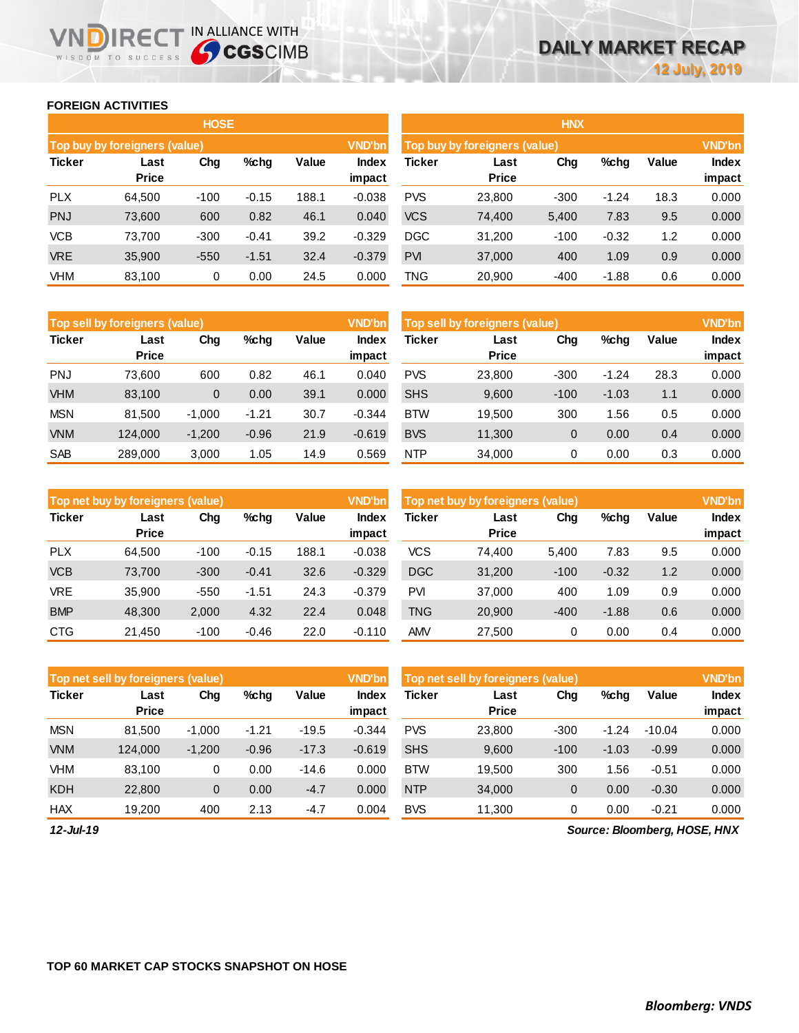## FOREIGN ACTIVITIES

### HOSE

| Top buy by foreigners (value) | | | | | VND'bn |
|---|---|---|---|---|---|
| Ticker | Last Price | Chg | %chg | Value | Index impact |
| PLX | 64,500 | -100 | -0.15 | 188.1 | -0.038 |
| PNJ | 73,600 | 600 | 0.82 | 46.1 | 0.040 |
| VCB | 73,700 | -300 | -0.41 | 39.2 | -0.329 |
| VRE | 35,900 | -550 | -1.51 | 32.4 | -0.379 |
| VHM | 83,100 | 0 | 0.00 | 24.5 | 0.000 |

| Top sell by foreigners (value) | | | | | VND'bn |
|---|---|---|---|---|---|
| Ticker | Last Price | Chg | %chg | Value | Index impact |
| PNJ | 73,600 | 600 | 0.82 | 46.1 | 0.040 |
| VHM | 83,100 | 0 | 0.00 | 39.1 | 0.000 |
| MSN | 81,500 | -1,000 | -1.21 | 30.7 | -0.344 |
| VNM | 124,000 | -1,200 | -0.96 | 21.9 | -0.619 |
| SAB | 289,000 | 3,000 | 1.05 | 14.9 | 0.569 |

| Top net buy by foreigners (value) | | | | | VND'bn |
|---|---|---|---|---|---|
| Ticker | Last Price | Chg | %chg | Value | Index impact |
| PLX | 64,500 | -100 | -0.15 | 188.1 | -0.038 |
| VCB | 73,700 | -300 | -0.41 | 32.6 | -0.329 |
| VRE | 35,900 | -550 | -1.51 | 24.3 | -0.379 |
| BMP | 48,300 | 2,000 | 4.32 | 22.4 | 0.048 |
| CTG | 21,450 | -100 | -0.46 | 22.0 | -0.110 |

| Top net sell by foreigners (value) | | | | | VND'bn |
|---|---|---|---|---|---|
| Ticker | Last Price | Chg | %chg | Value | Index impact |
| MSN | 81,500 | -1,000 | -1.21 | -19.5 | -0.344 |
| VNM | 124,000 | -1,200 | -0.96 | -17.3 | -0.619 |
| VHM | 83,100 | 0 | 0.00 | -14.6 | 0.000 |
| KDH | 22,800 | 0 | 0.00 | -4.7 | 0.000 |
| HAX | 19,200 | 400 | 2.13 | -4.7 | 0.004 |

### HNX

| Top buy by foreigners (value) | | | | | VND'bn |
|---|---|---|---|---|---|
| Ticker | Last Price | Chg | %chg | Value | Index impact |
| PVS | 23,800 | -300 | -1.24 | 18.3 | 0.000 |
| VCS | 74,400 | 5,400 | 7.83 | 9.5 | 0.000 |
| DGC | 31,200 | -100 | -0.32 | 1.2 | 0.000 |
| PVI | 37,000 | 400 | 1.09 | 0.9 | 0.000 |
| TNG | 20,900 | -400 | -1.88 | 0.6 | 0.000 |

| Top sell by foreigners (value) | | | | | VND'bn |
|---|---|---|---|---|---|
| Ticker | Last Price | Chg | %chg | Value | Index impact |
| PVS | 23,800 | -300 | -1.24 | 28.3 | 0.000 |
| SHS | 9,600 | -100 | -1.03 | 1.1 | 0.000 |
| BTW | 19,500 | 300 | 1.56 | 0.5 | 0.000 |
| BVS | 11,300 | 0 | 0.00 | 0.4 | 0.000 |
| NTP | 34,000 | 0 | 0.00 | 0.3 | 0.000 |

| Top net buy by foreigners (value) | | | | | VND'bn |
|---|---|---|---|---|---|
| Ticker | Last Price | Chg | %chg | Value | Index impact |
| VCS | 74,400 | 5,400 | 7.83 | 9.5 | 0.000 |
| DGC | 31,200 | -100 | -0.32 | 1.2 | 0.000 |
| PVI | 37,000 | 400 | 1.09 | 0.9 | 0.000 |
| TNG | 20,900 | -400 | -1.88 | 0.6 | 0.000 |
| AMV | 27,500 | 0 | 0.00 | 0.4 | 0.000 |

| Top net sell by foreigners (value) | | | | | VND'bn |
|---|---|---|---|---|---|
| Ticker | Last Price | Chg | %chg | Value | Index impact |
| PVS | 23,800 | -300 | -1.24 | -10.04 | 0.000 |
| SHS | 9,600 | -100 | -1.03 | -0.99 | 0.000 |
| BTW | 19,500 | 300 | 1.56 | -0.51 | 0.000 |
| NTP | 34,000 | 0 | 0.00 | -0.30 | 0.000 |
| BVS | 11,300 | 0 | 0.00 | -0.21 | 0.000 |

*12-Jul-19*

*Source: Bloomberg, HOSE, HNX*

## TOP 60 MARKET CAP STOCKS SNAPSHOT ON HOSE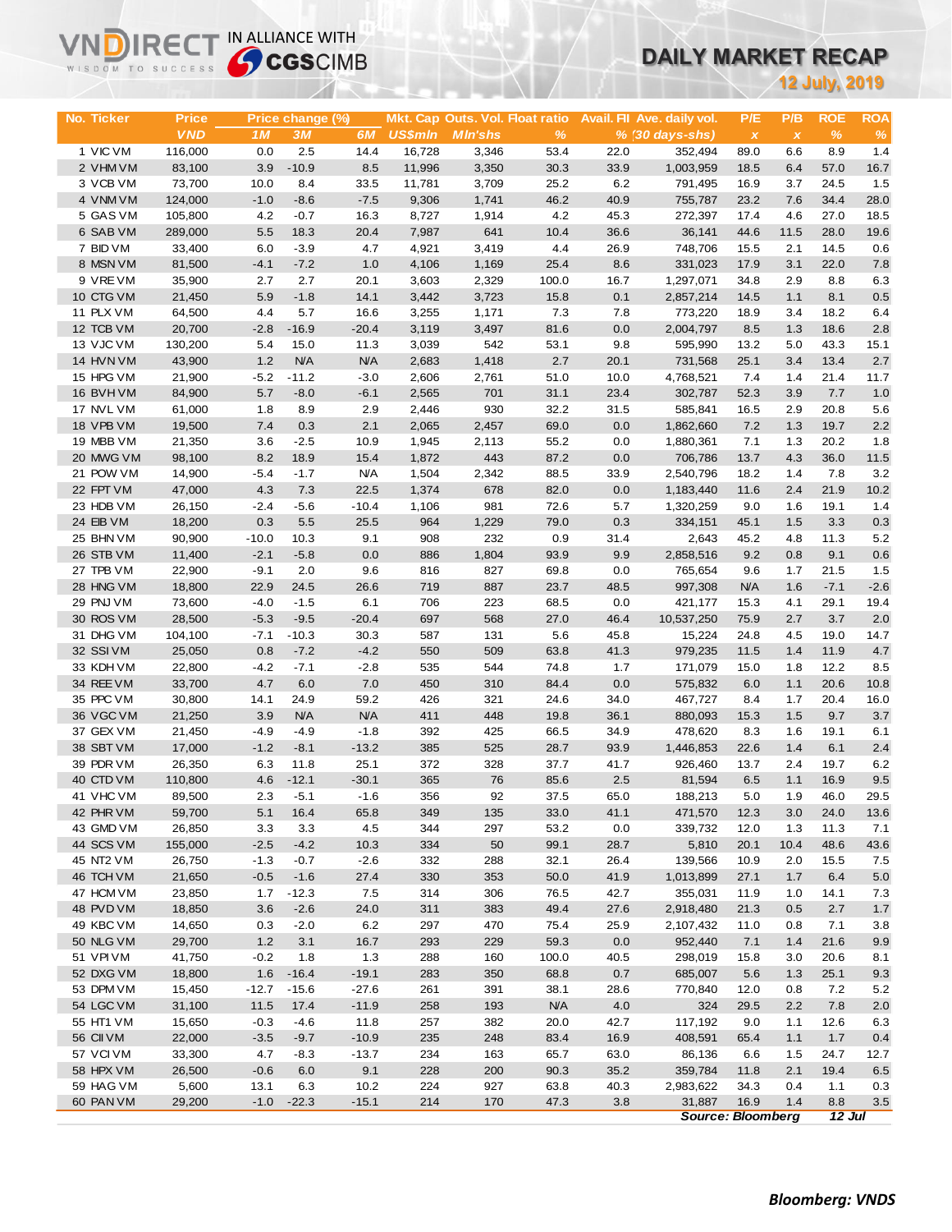# DAILY MARKET RECAP

**12 July, 2019**

| No. | Ticker | Price | Price change (%) | | | Mkt. Cap | Outs. Vol. | Float ratio | Avail. FII | Ave. daily vol. | P/E | P/B | ROE | ROA |
|---|---|---|---|---|---|---|---|---|---|---|---|---|---|---|
| | | VND | 1M | 3M | 6M | US$mln | Mln'shs | % | % | (30 days-shs) | x | x | % | % |
| 1 | VIC VM | 116,000 | 0.0 | 2.5 | 14.4 | 16,728 | 3,346 | 53.4 | 22.0 | 352,494 | 89.0 | 6.6 | 8.9 | 1.4 |
| 2 | VHM VM | 83,100 | 3.9 | -10.9 | 8.5 | 11,996 | 3,350 | 30.3 | 33.9 | 1,003,959 | 18.5 | 6.4 | 57.0 | 16.7 |
| 3 | VCB VM | 73,700 | 10.0 | 8.4 | 33.5 | 11,781 | 3,709 | 25.2 | 6.2 | 791,495 | 16.9 | 3.7 | 24.5 | 1.5 |
| 4 | VNM VM | 124,000 | -1.0 | -8.6 | -7.5 | 9,306 | 1,741 | 46.2 | 40.9 | 755,787 | 23.2 | 7.6 | 34.4 | 28.0 |
| 5 | GAS VM | 105,800 | 4.2 | -0.7 | 16.3 | 8,727 | 1,914 | 4.2 | 45.3 | 272,397 | 17.4 | 4.6 | 27.0 | 18.5 |
| 6 | SAB VM | 289,000 | 5.5 | 18.3 | 20.4 | 7,987 | 641 | 10.4 | 36.6 | 36,141 | 44.6 | 11.5 | 28.0 | 19.6 |
| 7 | BID VM | 33,400 | 6.0 | -3.9 | 4.7 | 4,921 | 3,419 | 4.4 | 26.9 | 748,706 | 15.5 | 2.1 | 14.5 | 0.6 |
| 8 | MSN VM | 81,500 | -4.1 | -7.2 | 1.0 | 4,106 | 1,169 | 25.4 | 8.6 | 331,023 | 17.9 | 3.1 | 22.0 | 7.8 |
| 9 | VRE VM | 35,900 | 2.7 | 2.7 | 20.1 | 3,603 | 2,329 | 100.0 | 16.7 | 1,297,071 | 34.8 | 2.9 | 8.8 | 6.3 |
| 10 | CTG VM | 21,450 | 5.9 | -1.8 | 14.1 | 3,442 | 3,723 | 15.8 | 0.1 | 2,857,214 | 14.5 | 1.1 | 8.1 | 0.5 |
| 11 | PLX VM | 64,500 | 4.4 | 5.7 | 16.6 | 3,255 | 1,171 | 7.3 | 7.8 | 773,220 | 18.9 | 3.4 | 18.2 | 6.4 |
| 12 | TCB VM | 20,700 | -2.8 | -16.9 | -20.4 | 3,119 | 3,497 | 81.6 | 0.0 | 2,004,797 | 8.5 | 1.3 | 18.6 | 2.8 |
| 13 | VJC VM | 130,200 | 5.4 | 15.0 | 11.3 | 3,039 | 542 | 53.1 | 9.8 | 595,990 | 13.2 | 5.0 | 43.3 | 15.1 |
| 14 | HVN VM | 43,900 | 1.2 | N/A | N/A | 2,683 | 1,418 | 2.7 | 20.1 | 731,568 | 25.1 | 3.4 | 13.4 | 2.7 |
| 15 | HPG VM | 21,900 | -5.2 | -11.2 | -3.0 | 2,606 | 2,761 | 51.0 | 10.0 | 4,768,521 | 7.4 | 1.4 | 21.4 | 11.7 |
| 16 | BVH VM | 84,900 | 5.7 | -8.0 | -6.1 | 2,565 | 701 | 31.1 | 23.4 | 302,787 | 52.3 | 3.9 | 7.7 | 1.0 |
| 17 | NVL VM | 61,000 | 1.8 | 8.9 | 2.9 | 2,446 | 930 | 32.2 | 31.5 | 585,841 | 16.5 | 2.9 | 20.8 | 5.6 |
| 18 | VPB VM | 19,500 | 7.4 | 0.3 | 2.1 | 2,065 | 2,457 | 69.0 | 0.0 | 1,862,660 | 7.2 | 1.3 | 19.7 | 2.2 |
| 19 | MBB VM | 21,350 | 3.6 | -2.5 | 10.9 | 1,945 | 2,113 | 55.2 | 0.0 | 1,880,361 | 7.1 | 1.3 | 20.2 | 1.8 |
| 20 | MWG VM | 98,100 | 8.2 | 18.9 | 15.4 | 1,872 | 443 | 87.2 | 0.0 | 706,786 | 13.7 | 4.3 | 36.0 | 11.5 |
| 21 | POW VM | 14,900 | -5.4 | -1.7 | N/A | 1,504 | 2,342 | 88.5 | 33.9 | 2,540,796 | 18.2 | 1.4 | 7.8 | 3.2 |
| 22 | FPT VM | 47,000 | 4.3 | 7.3 | 22.5 | 1,374 | 678 | 82.0 | 0.0 | 1,183,440 | 11.6 | 2.4 | 21.9 | 10.2 |
| 23 | HDB VM | 26,150 | -2.4 | -5.6 | -10.4 | 1,106 | 981 | 72.6 | 5.7 | 1,320,259 | 9.0 | 1.6 | 19.1 | 1.4 |
| 24 | EIB VM | 18,200 | 0.3 | 5.5 | 25.5 | 964 | 1,229 | 79.0 | 0.3 | 334,151 | 45.1 | 1.5 | 3.3 | 0.3 |
| 25 | BHN VM | 90,900 | -10.0 | 10.3 | 9.1 | 908 | 232 | 0.9 | 31.4 | 2,643 | 45.2 | 4.8 | 11.3 | 5.2 |
| 26 | STB VM | 11,400 | -2.1 | -5.8 | 0.0 | 886 | 1,804 | 93.9 | 9.9 | 2,858,516 | 9.2 | 0.8 | 9.1 | 0.6 |
| 27 | TPB VM | 22,900 | -9.1 | 2.0 | 9.6 | 816 | 827 | 69.8 | 0.0 | 765,654 | 9.6 | 1.7 | 21.5 | 1.5 |
| 28 | HNG VM | 18,800 | 22.9 | 24.5 | 26.6 | 719 | 887 | 23.7 | 48.5 | 997,308 | N/A | 1.6 | -7.1 | -2.6 |
| 29 | PNJ VM | 73,600 | -4.0 | -1.5 | 6.1 | 706 | 223 | 68.5 | 0.0 | 421,177 | 15.3 | 4.1 | 29.1 | 19.4 |
| 30 | ROS VM | 28,500 | -5.3 | -9.5 | -20.4 | 697 | 568 | 27.0 | 46.4 | 10,537,250 | 75.9 | 2.7 | 3.7 | 2.0 |
| 31 | DHG VM | 104,100 | -7.1 | -10.3 | 30.3 | 587 | 131 | 5.6 | 45.8 | 15,224 | 24.8 | 4.5 | 19.0 | 14.7 |
| 32 | SSI VM | 25,050 | 0.8 | -7.2 | -4.2 | 550 | 509 | 63.8 | 41.3 | 979,235 | 11.5 | 1.4 | 11.9 | 4.7 |
| 33 | KDH VM | 22,800 | -4.2 | -7.1 | -2.8 | 535 | 544 | 74.8 | 1.7 | 171,079 | 15.0 | 1.8 | 12.2 | 8.5 |
| 34 | REE VM | 33,700 | 4.7 | 6.0 | 7.0 | 450 | 310 | 84.4 | 0.0 | 575,832 | 6.0 | 1.1 | 20.6 | 10.8 |
| 35 | PPC VM | 30,800 | 14.1 | 24.9 | 59.2 | 426 | 321 | 24.6 | 34.0 | 467,727 | 8.4 | 1.7 | 20.4 | 16.0 |
| 36 | VGC VM | 21,250 | 3.9 | N/A | N/A | 411 | 448 | 19.8 | 36.1 | 880,093 | 15.3 | 1.5 | 9.7 | 3.7 |
| 37 | GEX VM | 21,450 | -4.9 | -4.9 | -1.8 | 392 | 425 | 66.5 | 34.9 | 478,620 | 8.3 | 1.6 | 19.1 | 6.1 |
| 38 | SBT VM | 17,000 | -1.2 | -8.1 | -13.2 | 385 | 525 | 28.7 | 93.9 | 1,446,853 | 22.6 | 1.4 | 6.1 | 2.4 |
| 39 | PDR VM | 26,350 | 6.3 | 11.8 | 25.1 | 372 | 328 | 37.7 | 41.7 | 926,460 | 13.7 | 2.4 | 19.7 | 6.2 |
| 40 | CTD VM | 110,800 | 4.6 | -12.1 | -30.1 | 365 | 76 | 85.6 | 2.5 | 81,594 | 6.5 | 1.1 | 16.9 | 9.5 |
| 41 | VHC VM | 89,500 | 2.3 | -5.1 | -1.6 | 356 | 92 | 37.5 | 65.0 | 188,213 | 5.0 | 1.9 | 46.0 | 29.5 |
| 42 | PHR VM | 59,700 | 5.1 | 16.4 | 65.8 | 349 | 135 | 33.0 | 41.1 | 471,570 | 12.3 | 3.0 | 24.0 | 13.6 |
| 43 | GMD VM | 26,850 | 3.3 | 3.3 | 4.5 | 344 | 297 | 53.2 | 0.0 | 339,732 | 12.0 | 1.3 | 11.3 | 7.1 |
| 44 | SCS VM | 155,000 | -2.5 | -4.2 | 10.3 | 334 | 50 | 99.1 | 28.7 | 5,810 | 20.1 | 10.4 | 48.6 | 43.6 |
| 45 | NT2 VM | 26,750 | -1.3 | -0.7 | -2.6 | 332 | 288 | 32.1 | 26.4 | 139,566 | 10.9 | 2.0 | 15.5 | 7.5 |
| 46 | TCH VM | 21,650 | -0.5 | -1.6 | 27.4 | 330 | 353 | 50.0 | 41.9 | 1,013,899 | 27.1 | 1.7 | 6.4 | 5.0 |
| 47 | HCM VM | 23,850 | 1.7 | -12.3 | 7.5 | 314 | 306 | 76.5 | 42.7 | 355,031 | 11.9 | 1.0 | 14.1 | 7.3 |
| 48 | PVD VM | 18,850 | 3.6 | -2.6 | 24.0 | 311 | 383 | 49.4 | 27.6 | 2,918,480 | 21.3 | 0.5 | 2.7 | 1.7 |
| 49 | KBC VM | 14,650 | 0.3 | -2.0 | 6.2 | 297 | 470 | 75.4 | 25.9 | 2,107,432 | 11.0 | 0.8 | 7.1 | 3.8 |
| 50 | NLG VM | 29,700 | 1.2 | 3.1 | 16.7 | 293 | 229 | 59.3 | 0.0 | 952,440 | 7.1 | 1.4 | 21.6 | 9.9 |
| 51 | VPI VM | 41,750 | -0.2 | 1.8 | 1.3 | 288 | 160 | 100.0 | 40.5 | 298,019 | 15.8 | 3.0 | 20.6 | 8.1 |
| 52 | DXG VM | 18,800 | 1.6 | -16.4 | -19.1 | 283 | 350 | 68.8 | 0.7 | 685,007 | 5.6 | 1.3 | 25.1 | 9.3 |
| 53 | DPM VM | 15,450 | -12.7 | -15.6 | -27.6 | 261 | 391 | 38.1 | 28.6 | 770,840 | 12.0 | 0.8 | 7.2 | 5.2 |
| 54 | LGC VM | 31,100 | 11.5 | 17.4 | -11.9 | 258 | 193 | N/A | 4.0 | 324 | 29.5 | 2.2 | 7.8 | 2.0 |
| 55 | HT1 VM | 15,650 | -0.3 | -4.6 | 11.8 | 257 | 382 | 20.0 | 42.7 | 117,192 | 9.0 | 1.1 | 12.6 | 6.3 |
| 56 | CII VM | 22,000 | -3.5 | -9.7 | -10.9 | 235 | 248 | 83.4 | 16.9 | 408,591 | 65.4 | 1.1 | 1.7 | 0.4 |
| 57 | VCI VM | 33,300 | 4.7 | -8.3 | -13.7 | 234 | 163 | 65.7 | 63.0 | 86,136 | 6.6 | 1.5 | 24.7 | 12.7 |
| 58 | HPX VM | 26,500 | -0.6 | 6.0 | 9.1 | 228 | 200 | 90.3 | 35.2 | 359,784 | 11.8 | 2.1 | 19.4 | 6.5 |
| 59 | HAG VM | 5,600 | 13.1 | 6.3 | 10.2 | 224 | 927 | 63.8 | 40.3 | 2,983,622 | 34.3 | 0.4 | 1.1 | 0.3 |
| 60 | PAN VM | 29,200 | -1.0 | -22.3 | -15.1 | 214 | 170 | 47.3 | 3.8 | 31,887 | 16.9 | 1.4 | 8.8 | 3.5 |

*Source: Bloomberg* *12 Jul*

**Bloomberg: VNDS**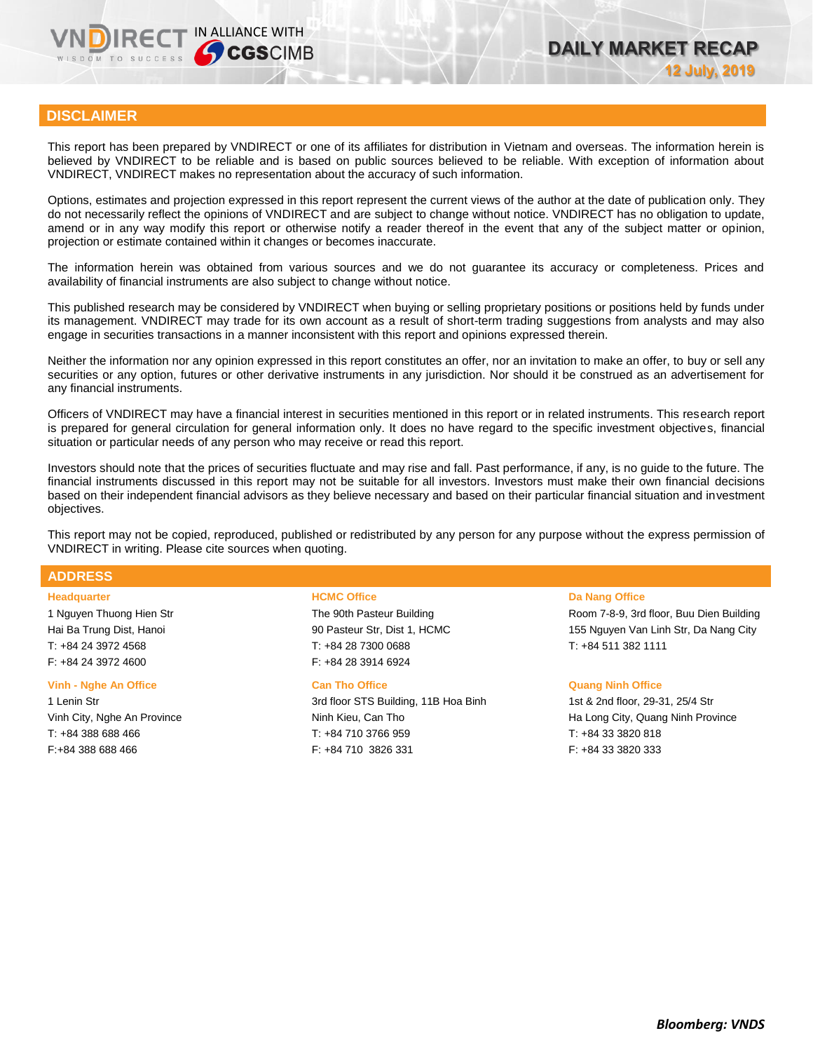## DISCLAIMER

This report has been prepared by VNDIRECT or one of its affiliates for distribution in Vietnam and overseas. The information herein is believed by VNDIRECT to be reliable and is based on public sources believed to be reliable. With exception of information about VNDIRECT, VNDIRECT makes no representation about the accuracy of such information.

Options, estimates and projection expressed in this report represent the current views of the author at the date of publication only. They do not necessarily reflect the opinions of VNDIRECT and are subject to change without notice. VNDIRECT has no obligation to update, amend or in any way modify this report or otherwise notify a reader thereof in the event that any of the subject matter or opinion, projection or estimate contained within it changes or becomes inaccurate.

The information herein was obtained from various sources and we do not guarantee its accuracy or completeness. Prices and availability of financial instruments are also subject to change without notice.

This published research may be considered by VNDIRECT when buying or selling proprietary positions or positions held by funds under its management. VNDIRECT may trade for its own account as a result of short-term trading suggestions from analysts and may also engage in securities transactions in a manner inconsistent with this report and opinions expressed therein.

Neither the information nor any opinion expressed in this report constitutes an offer, nor an invitation to make an offer, to buy or sell any securities or any option, futures or other derivative instruments in any jurisdiction. Nor should it be construed as an advertisement for any financial instruments.

Officers of VNDIRECT may have a financial interest in securities mentioned in this report or in related instruments. This research report is prepared for general circulation for general information only. It does no have regard to the specific investment objectives, financial situation or particular needs of any person who may receive or read this report.

Investors should note that the prices of securities fluctuate and may rise and fall. Past performance, if any, is no guide to the future. The financial instruments discussed in this report may not be suitable for all investors. Investors must make their own financial decisions based on their independent financial advisors as they believe necessary and based on their particular financial situation and investment objectives.

This report may not be copied, reproduced, published or redistributed by any person for any purpose without the express permission of VNDIRECT in writing. Please cite sources when quoting.

## ADDRESS

**Headquarter**
1 Nguyen Thuong Hien Str
Hai Ba Trung Dist, Hanoi
T: +84 24 3972 4568
F: +84 24 3972 4600

**HCMC Office**
The 90th Pasteur Building
90 Pasteur Str, Dist 1, HCMC
T: +84 28 7300 0688
F: +84 28 3914 6924

**Da Nang Office**
Room 7-8-9, 3rd floor, Buu Dien Building
155 Nguyen Van Linh Str, Da Nang City
T: +84 511 382 1111

**Vinh - Nghe An Office**
1 Lenin Str
Vinh City, Nghe An Province
T: +84 388 688 466
F:+84 388 688 466

**Can Tho Office**
3rd floor STS Building, 11B Hoa Binh
Ninh Kieu, Can Tho
T: +84 710 3766 959
F: +84 710 3826 331

**Quang Ninh Office**
1st & 2nd floor, 29-31, 25/4 Str
Ha Long City, Quang Ninh Province
T: +84 33 3820 818
F: +84 33 3820 333

***Bloomberg: VNDS***